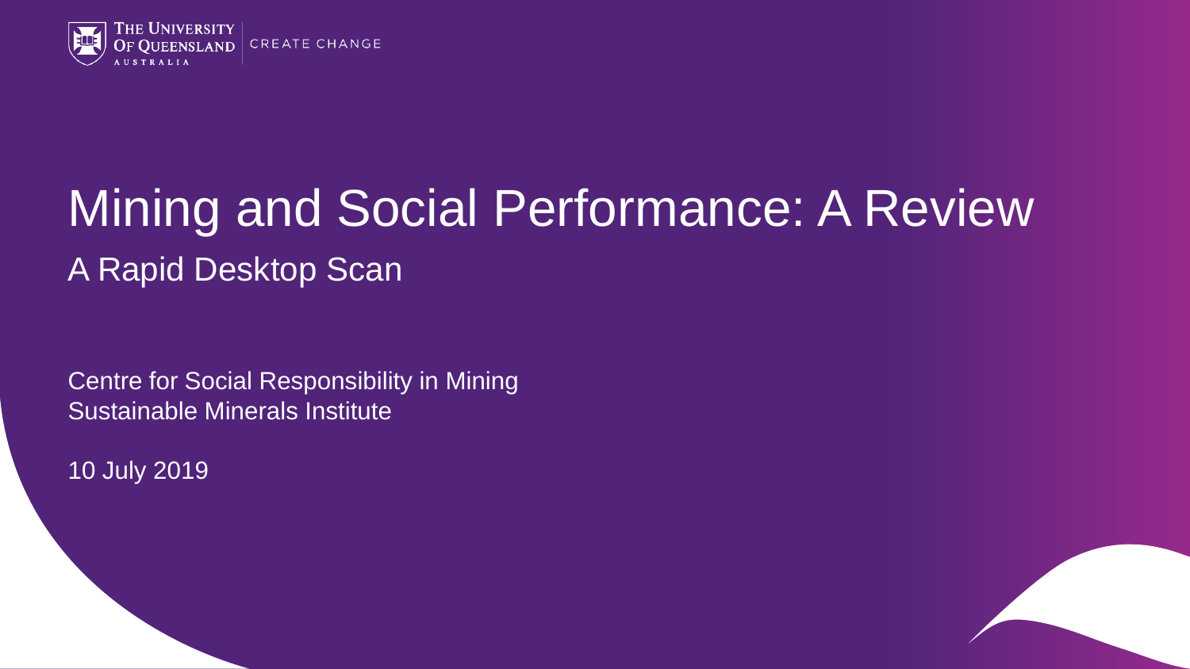# Mining and Social Performance: A Review

## A Rapid Desktop Scan

Centre for Social Responsibility in Mining
Sustainable Minerals Institute

10 July 2019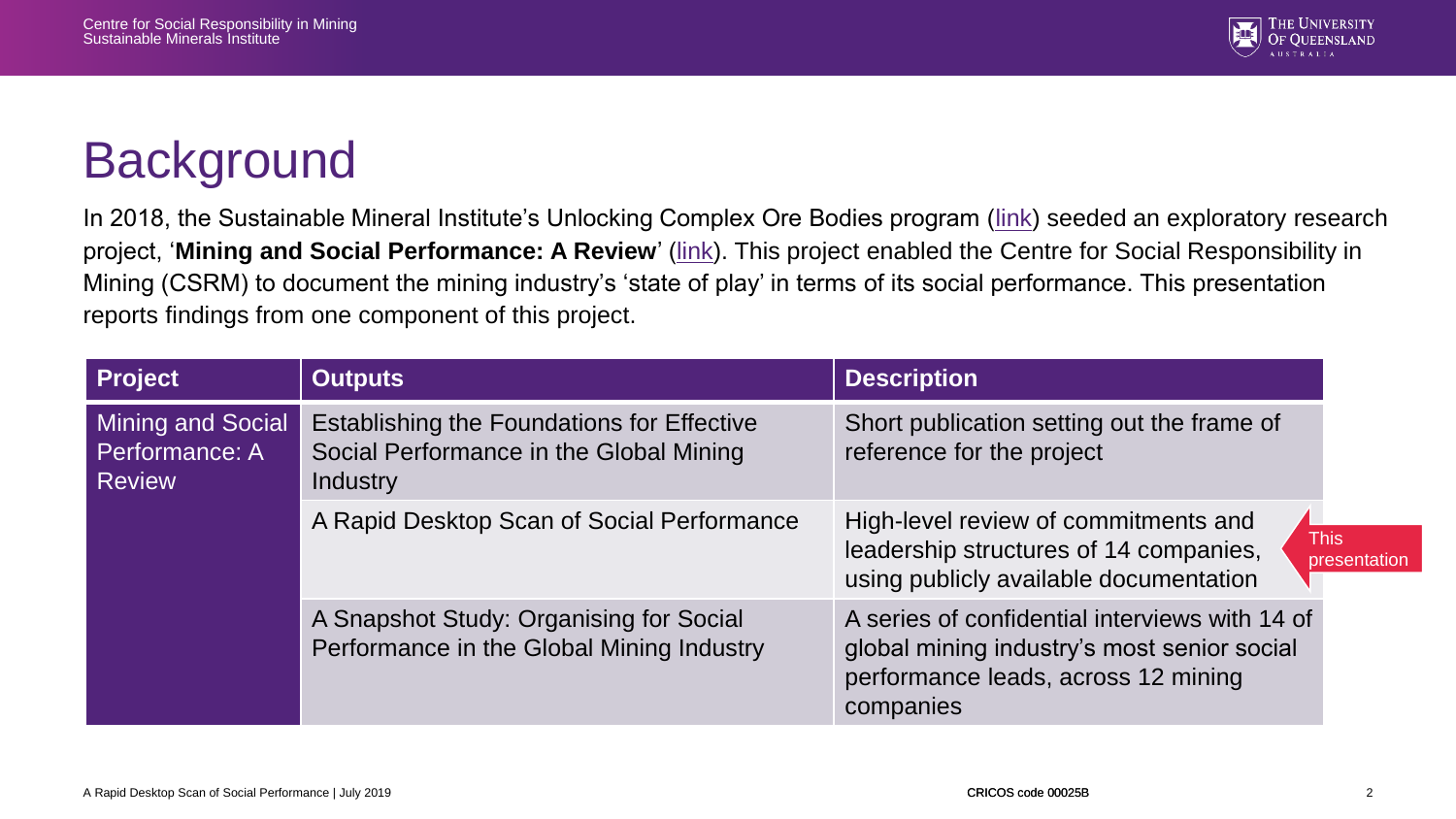# Background

In 2018, the Sustainable Mineral Institute's Unlocking Complex Ore Bodies program (link) seeded an exploratory research project, '**Mining and Social Performance: A Review**' (link). This project enabled the Centre for Social Responsibility in Mining (CSRM) to document the mining industry's 'state of play' in terms of its social performance. This presentation reports findings from one component of this project.

| Project | Outputs | Description |
| --- | --- | --- |
| Mining and Social Performance: A Review | Establishing the Foundations for Effective Social Performance in the Global Mining Industry | Short publication setting out the frame of reference for the project |
| | A Rapid Desktop Scan of Social Performance | High-level review of commitments and leadership structures of 14 companies, using publicly available documentation (This presentation) |
| | A Snapshot Study: Organising for Social Performance in the Global Mining Industry | A series of confidential interviews with 14 of global mining industry's most senior social performance leads, across 12 mining companies |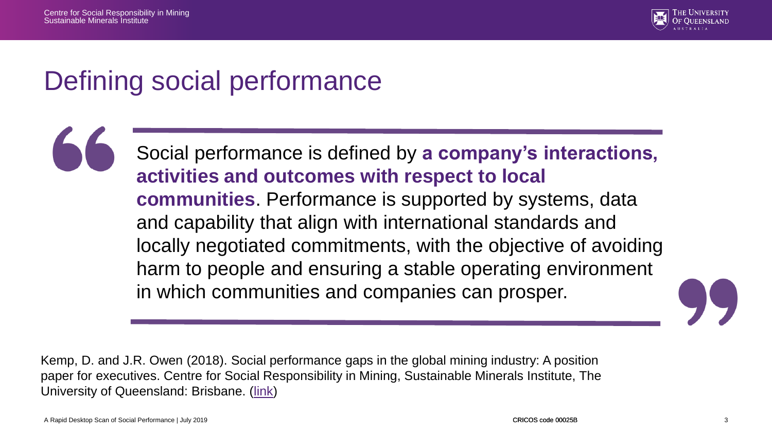# Defining social performance

> Social performance is defined by **a company's interactions, activities and outcomes with respect to local communities**. Performance is supported by systems, data and capability that align with international standards and locally negotiated commitments, with the objective of avoiding harm to people and ensuring a stable operating environment in which communities and companies can prosper.

Kemp, D. and J.R. Owen (2018). Social performance gaps in the global mining industry: A position paper for executives. Centre for Social Responsibility in Mining, Sustainable Minerals Institute, The University of Queensland: Brisbane. (link)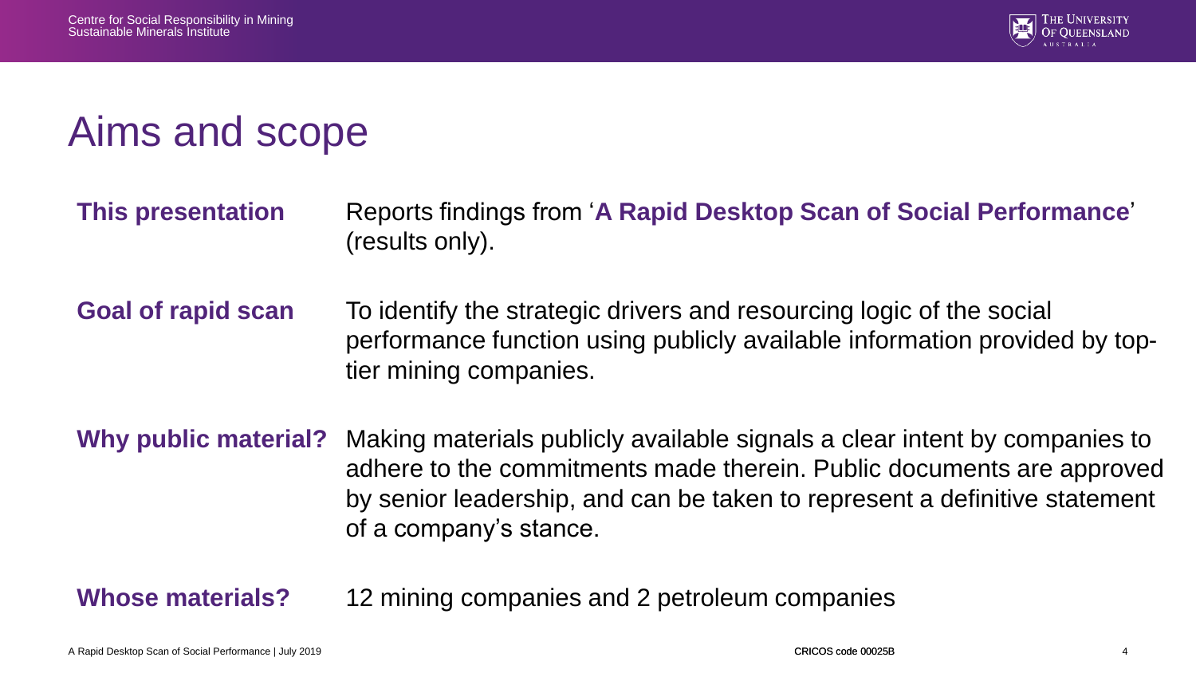# Aims and scope

**This presentation** Reports findings from '**A Rapid Desktop Scan of Social Performance**' (results only).

**Goal of rapid scan** To identify the strategic drivers and resourcing logic of the social performance function using publicly available information provided by top-tier mining companies.

**Why public material?** Making materials publicly available signals a clear intent by companies to adhere to the commitments made therein. Public documents are approved by senior leadership, and can be taken to represent a definitive statement of a company's stance.

**Whose materials?** 12 mining companies and 2 petroleum companies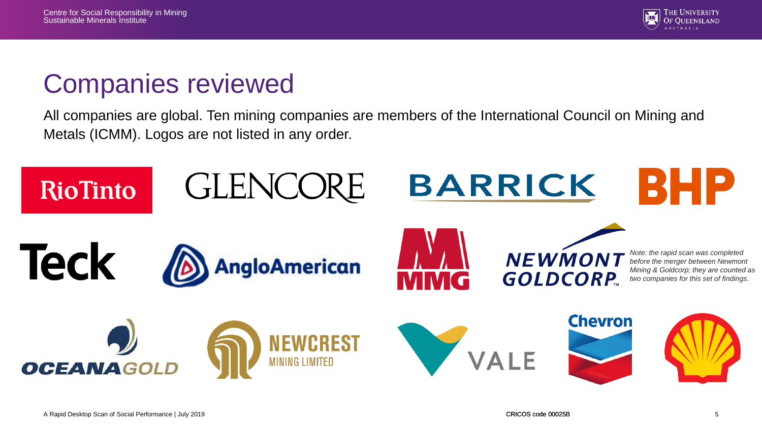# Companies reviewed

All companies are global. Ten mining companies are members of the International Council on Mining and Metals (ICMM). Logos are not listed in any order.

*Note: the rapid scan was completed before the merger between Newmont Mining & Goldcorp; they are counted as two companies for this set of findings.*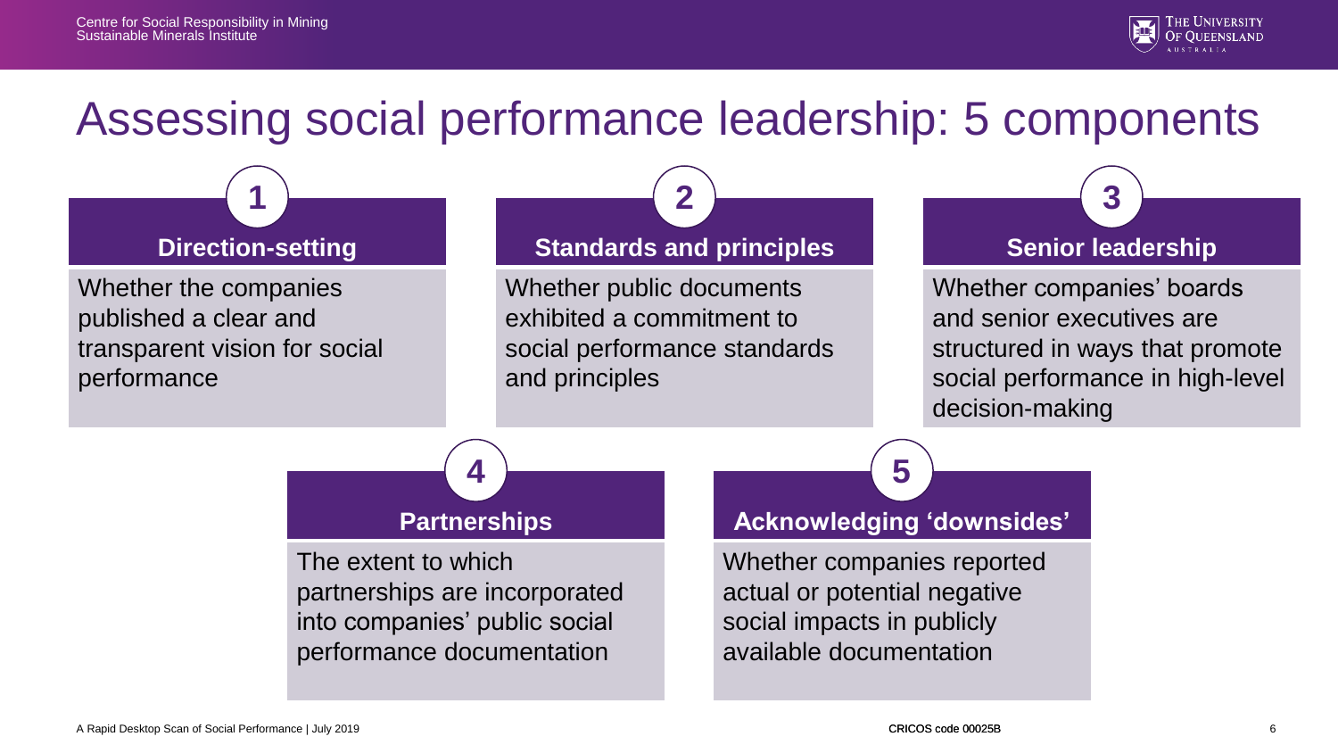# Assessing social performance leadership: 5 components

### 1. Direction-setting

Whether the companies published a clear and transparent vision for social performance

### 2. Standards and principles

Whether public documents exhibited a commitment to social performance standards and principles

### 3. Senior leadership

Whether companies' boards and senior executives are structured in ways that promote social performance in high-level decision-making

### 4. Partnerships

The extent to which partnerships are incorporated into companies' public social performance documentation

### 5. Acknowledging 'downsides'

Whether companies reported actual or potential negative social impacts in publicly available documentation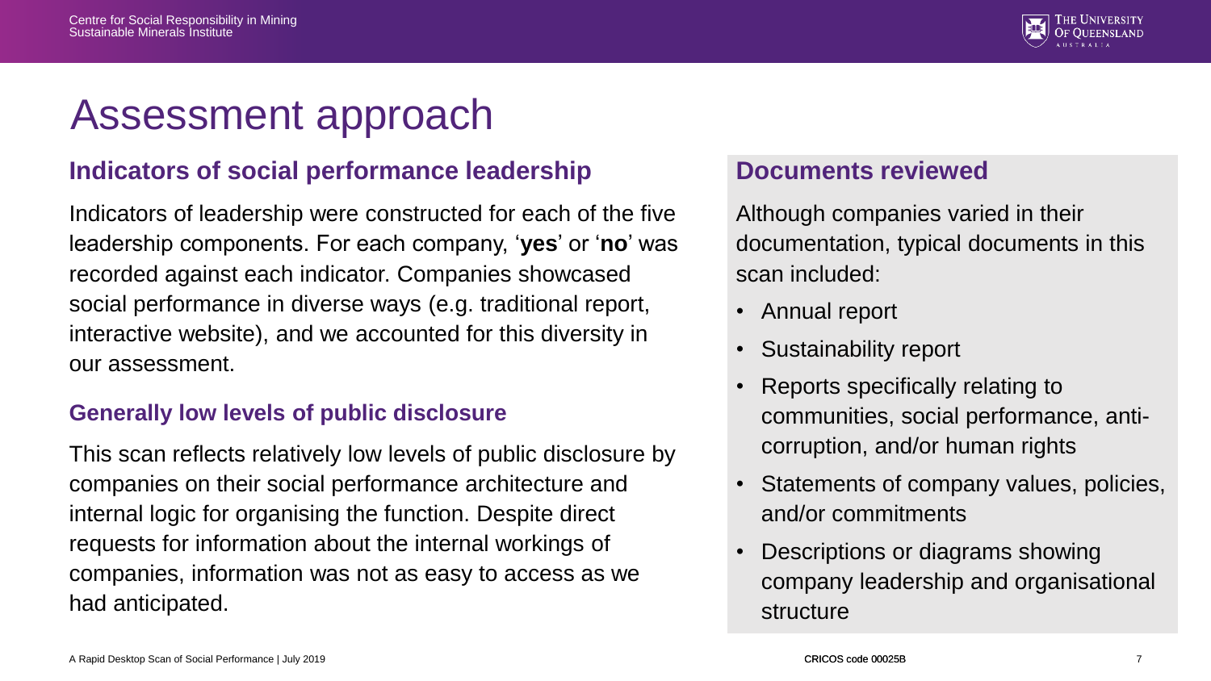# Assessment approach

## Indicators of social performance leadership

Indicators of leadership were constructed for each of the five leadership components. For each company, '**yes**' or '**no**' was recorded against each indicator. Companies showcased social performance in diverse ways (e.g. traditional report, interactive website), and we accounted for this diversity in our assessment.

### Generally low levels of public disclosure

This scan reflects relatively low levels of public disclosure by companies on their social performance architecture and internal logic for organising the function. Despite direct requests for information about the internal workings of companies, information was not as easy to access as we had anticipated.

## Documents reviewed

Although companies varied in their documentation, typical documents in this scan included:

- Annual report
- Sustainability report
- Reports specifically relating to communities, social performance, anti-corruption, and/or human rights
- Statements of company values, policies, and/or commitments
- Descriptions or diagrams showing company leadership and organisational structure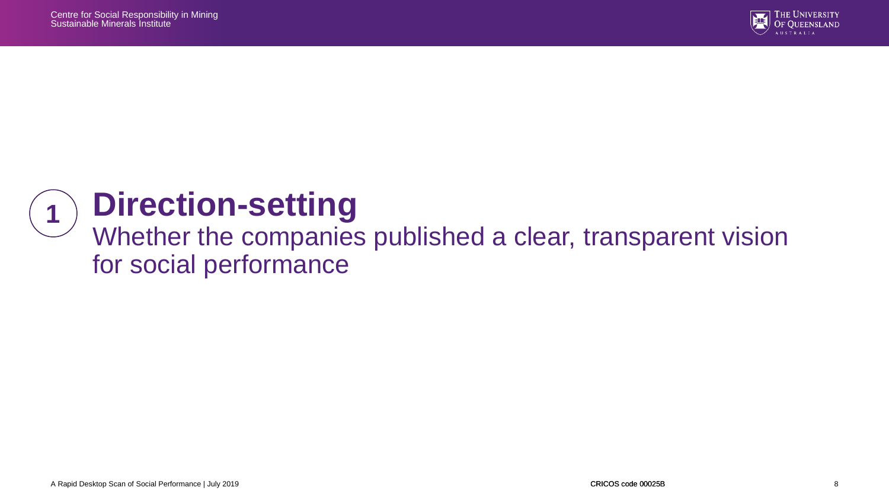# 1 Direction-setting

Whether the companies published a clear, transparent vision for social performance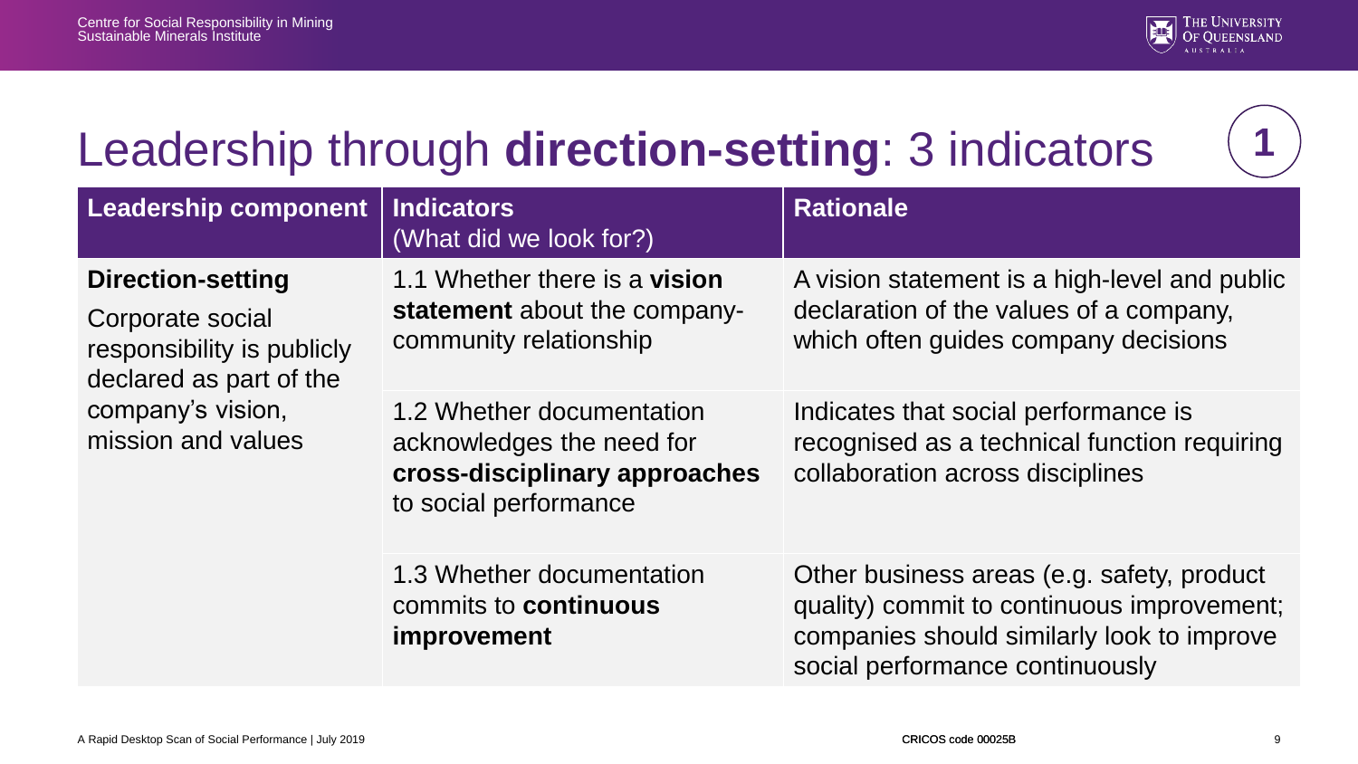# Leadership through **direction-setting**: 3 indicators

**1**

| Leadership component | Indicators (What did we look for?) | Rationale |
| --- | --- | --- |
| **Direction-setting** Corporate social responsibility is publicly declared as part of the company's vision, mission and values | 1.1 Whether there is a **vision statement** about the company-community relationship | A vision statement is a high-level and public declaration of the values of a company, which often guides company decisions |
| | 1.2 Whether documentation acknowledges the need for **cross-disciplinary approaches** to social performance | Indicates that social performance is recognised as a technical function requiring collaboration across disciplines |
| | 1.3 Whether documentation commits to **continuous improvement** | Other business areas (e.g. safety, product quality) commit to continuous improvement; companies should similarly look to improve social performance continuously |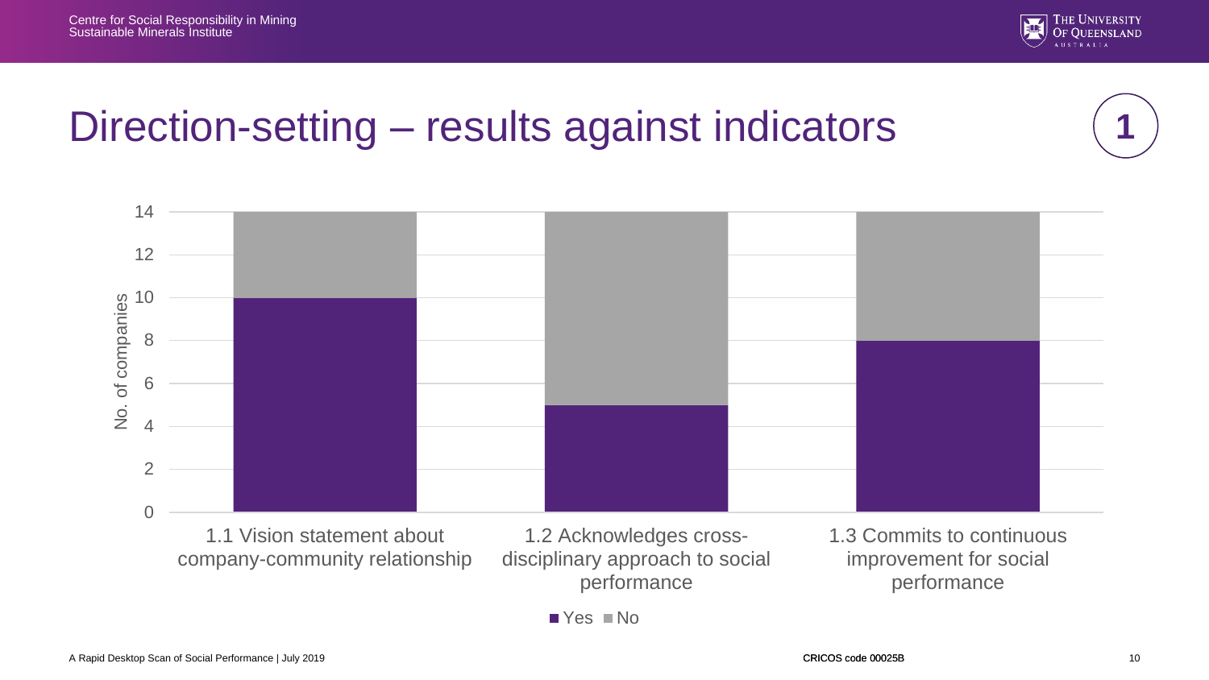# Direction-setting – results against indicators

1

| Indicator | Yes | No |
|---|---|---|
| 1.1 Vision statement about company-community relationship | 10 | 4 |
| 1.2 Acknowledges cross-disciplinary approach to social performance | 5 | 9 |
| 1.3 Commits to continuous improvement for social performance | 8 | 6 |

No. of companies

■ Yes ■ No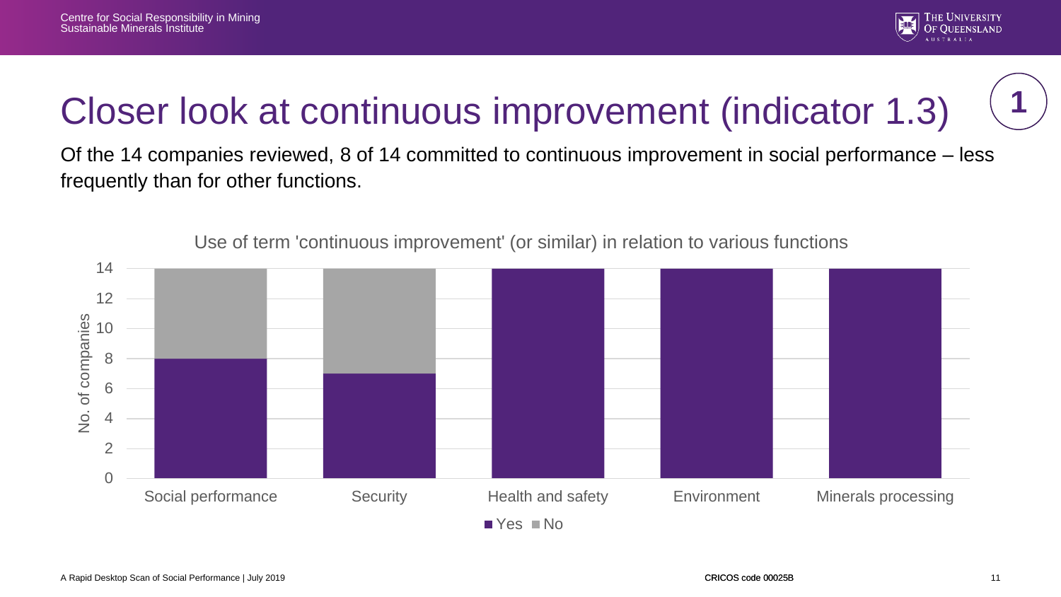# Closer look at continuous improvement (indicator 1.3)

Of the 14 companies reviewed, 8 of 14 committed to continuous improvement in social performance – less frequently than for other functions.

Use of term 'continuous improvement' (or similar) in relation to various functions

| Function | Yes | No |
|---|---|---|
| Social performance | 8 | 6 |
| Security | 7 | 7 |
| Health and safety | 14 | 0 |
| Environment | 14 | 0 |
| Minerals processing | 14 | 0 |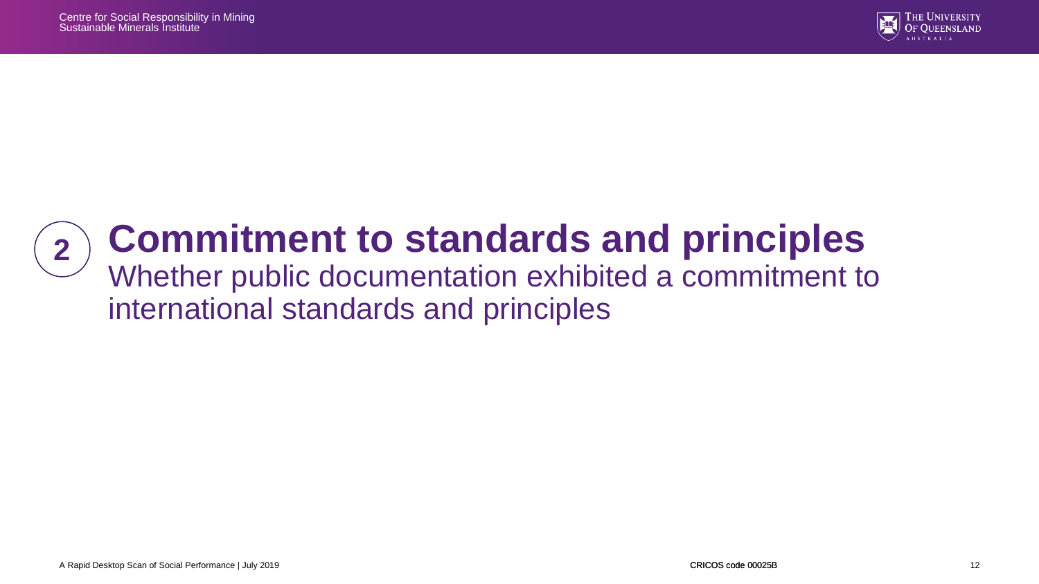## 2 Commitment to standards and principles

Whether public documentation exhibited a commitment to international standards and principles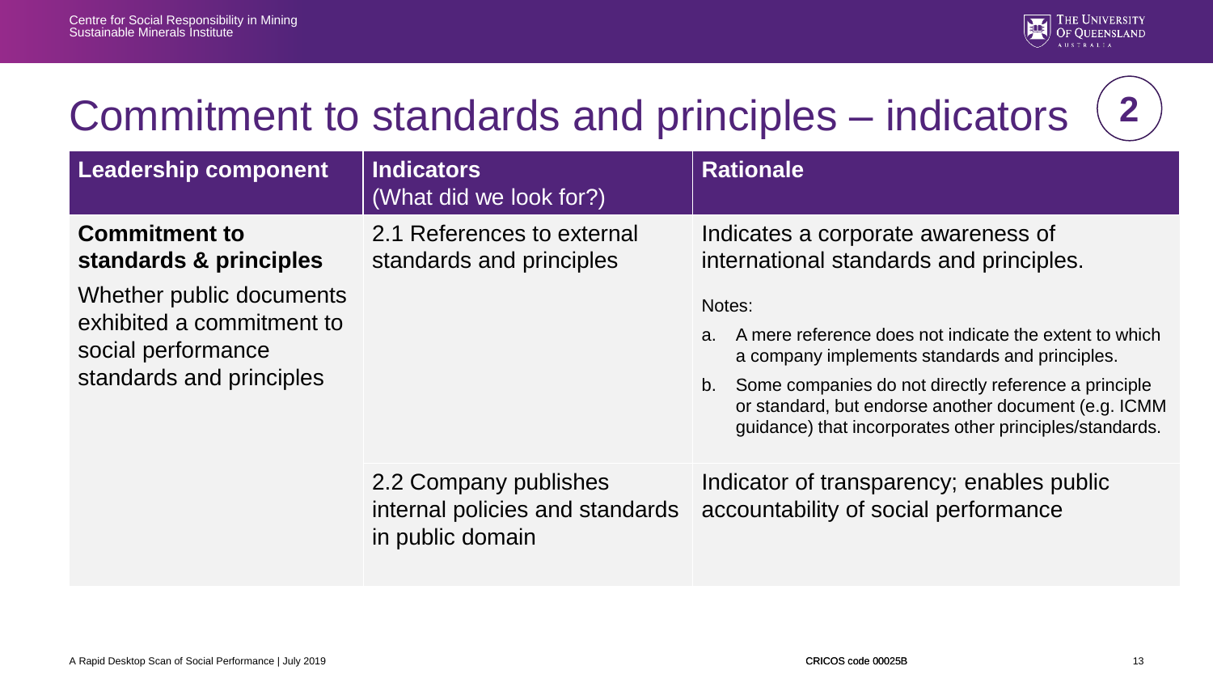# Commitment to standards and principles – indicators 2

| Leadership component | Indicators (What did we look for?) | Rationale |
| --- | --- | --- |
| **Commitment to standards & principles** Whether public documents exhibited a commitment to social performance standards and principles | 2.1 References to external standards and principles | Indicates a corporate awareness of international standards and principles. Notes: a. A mere reference does not indicate the extent to which a company implements standards and principles. b. Some companies do not directly reference a principle or standard, but endorse another document (e.g. ICMM guidance) that incorporates other principles/standards. |
| | 2.2 Company publishes internal policies and standards in public domain | Indicator of transparency; enables public accountability of social performance |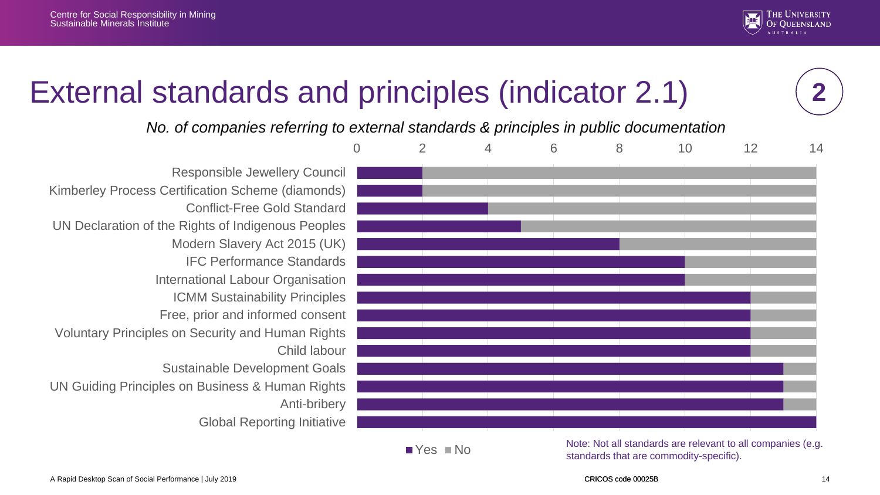# External standards and principles (indicator 2.1)

2

*No. of companies referring to external standards & principles in public documentation*

| Standard / principle | Yes | No |
|---|---|---|
| Responsible Jewellery Council | 2 | 12 |
| Kimberley Process Certification Scheme (diamonds) | 2 | 12 |
| Conflict-Free Gold Standard | 4 | 10 |
| UN Declaration of the Rights of Indigenous Peoples | 5 | 9 |
| Modern Slavery Act 2015 (UK) | 8 | 6 |
| IFC Performance Standards | 10 | 4 |
| International Labour Organisation | 10 | 4 |
| ICMM Sustainability Principles | 12 | 2 |
| Free, prior and informed consent | 12 | 2 |
| Voluntary Principles on Security and Human Rights | 12 | 2 |
| Child labour | 12 | 2 |
| Sustainable Development Goals | 13 | 1 |
| UN Guiding Principles on Business & Human Rights | 13 | 1 |
| Anti-bribery | 13 | 1 |
| Global Reporting Initiative | 14 | 0 |

Note: Not all standards are relevant to all companies (e.g. standards that are commodity-specific).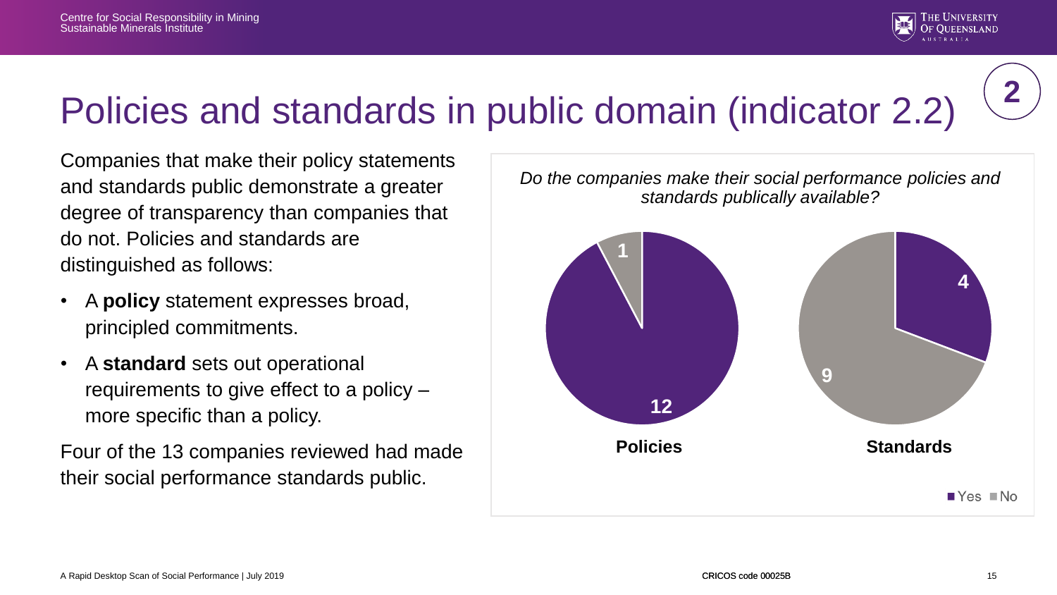# Policies and standards in public domain (indicator 2.2)

Companies that make their policy statements and standards public demonstrate a greater degree of transparency than companies that do not. Policies and standards are distinguished as follows:

- A **policy** statement expresses broad, principled commitments.
- A **standard** sets out operational requirements to give effect to a policy – more specific than a policy.

Four of the 13 companies reviewed had made their social performance standards public.

*Do the companies make their social performance policies and standards publically available?*

| | Yes | No |
| --- | --- | --- |
| **Policies** | 12 | 1 |
| **Standards** | 4 | 9 |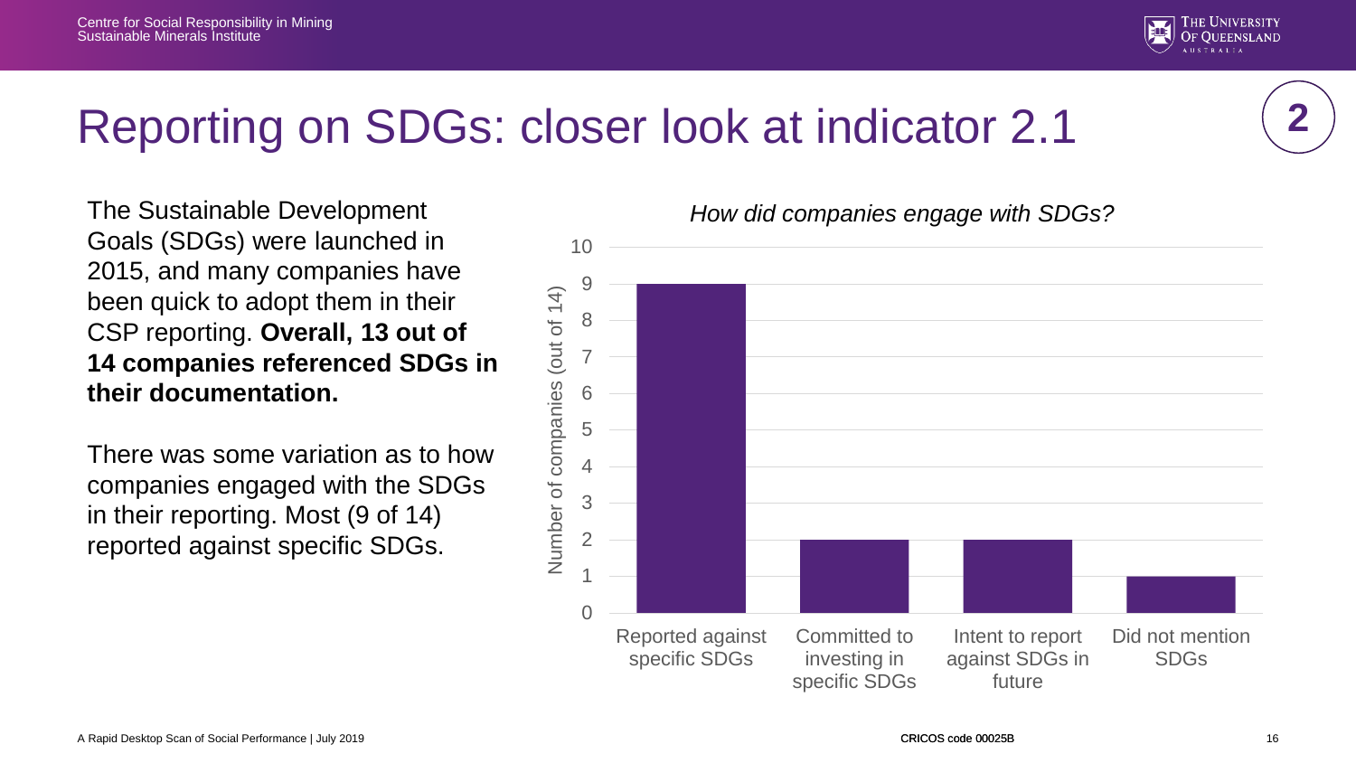# Reporting on SDGs: closer look at indicator 2.1

2

The Sustainable Development Goals (SDGs) were launched in 2015, and many companies have been quick to adopt them in their CSP reporting. **Overall, 13 out of 14 companies referenced SDGs in their documentation.**

There was some variation as to how companies engaged with the SDGs in their reporting. Most (9 of 14) reported against specific SDGs.

*How did companies engage with SDGs?*

| | Number of companies (out of 14) |
|---|---|
| Reported against specific SDGs | 9 |
| Committed to investing in specific SDGs | 2 |
| Intent to report against SDGs in future | 2 |
| Did not mention SDGs | 1 |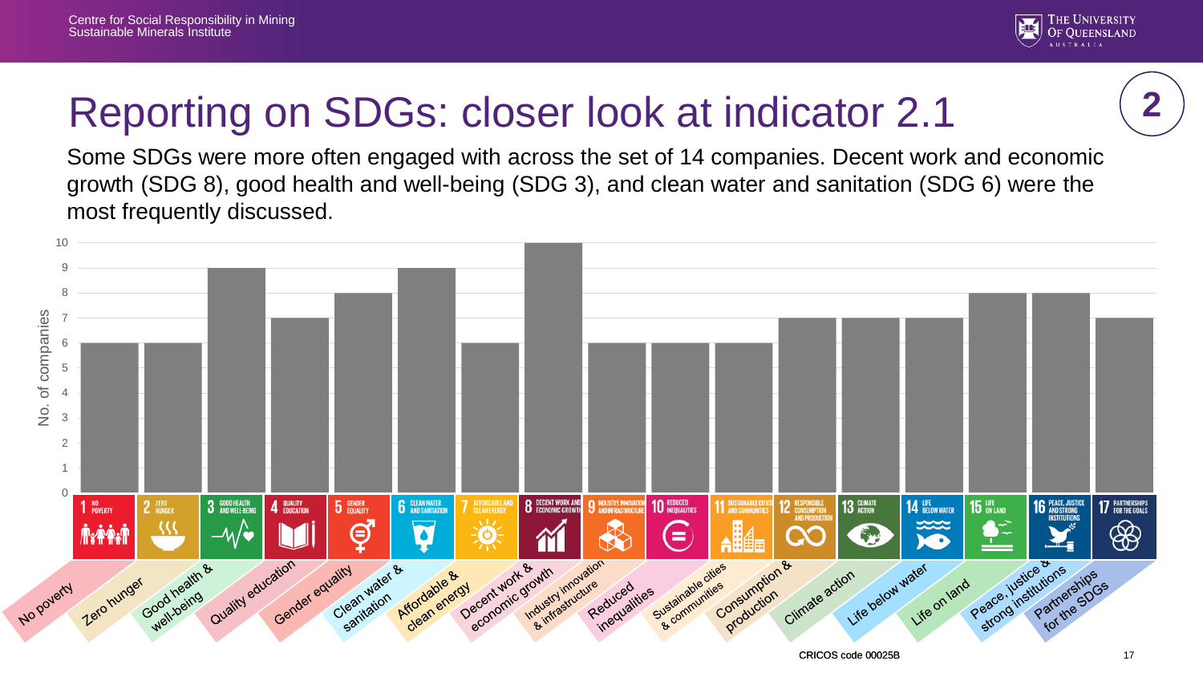# Reporting on SDGs: closer look at indicator 2.1

Some SDGs were more often engaged with across the set of 14 companies. Decent work and economic growth (SDG 8), good health and well-being (SDG 3), and clean water and sanitation (SDG 6) were the most frequently discussed.

| SDG | No. of companies |
| --- | --- |
| No poverty | 6 |
| Zero hunger | 6 |
| Good health & well-being | 9 |
| Quality education | 7 |
| Gender equality | 8 |
| Clean water & sanitation | 9 |
| Affordable & clean energy | 6 |
| Decent work & economic growth | 10 |
| Industry innovation & infrastructure | 6 |
| Reduced inequalities | 6 |
| Sustainable cities & communities | 6 |
| Consumption & production | 7 |
| Climate action | 7 |
| Life below water | 7 |
| Life on land | 8 |
| Peace, justice & strong institutions | 8 |
| Partnerships for the SDGs | 7 |

CRICOS code 00025B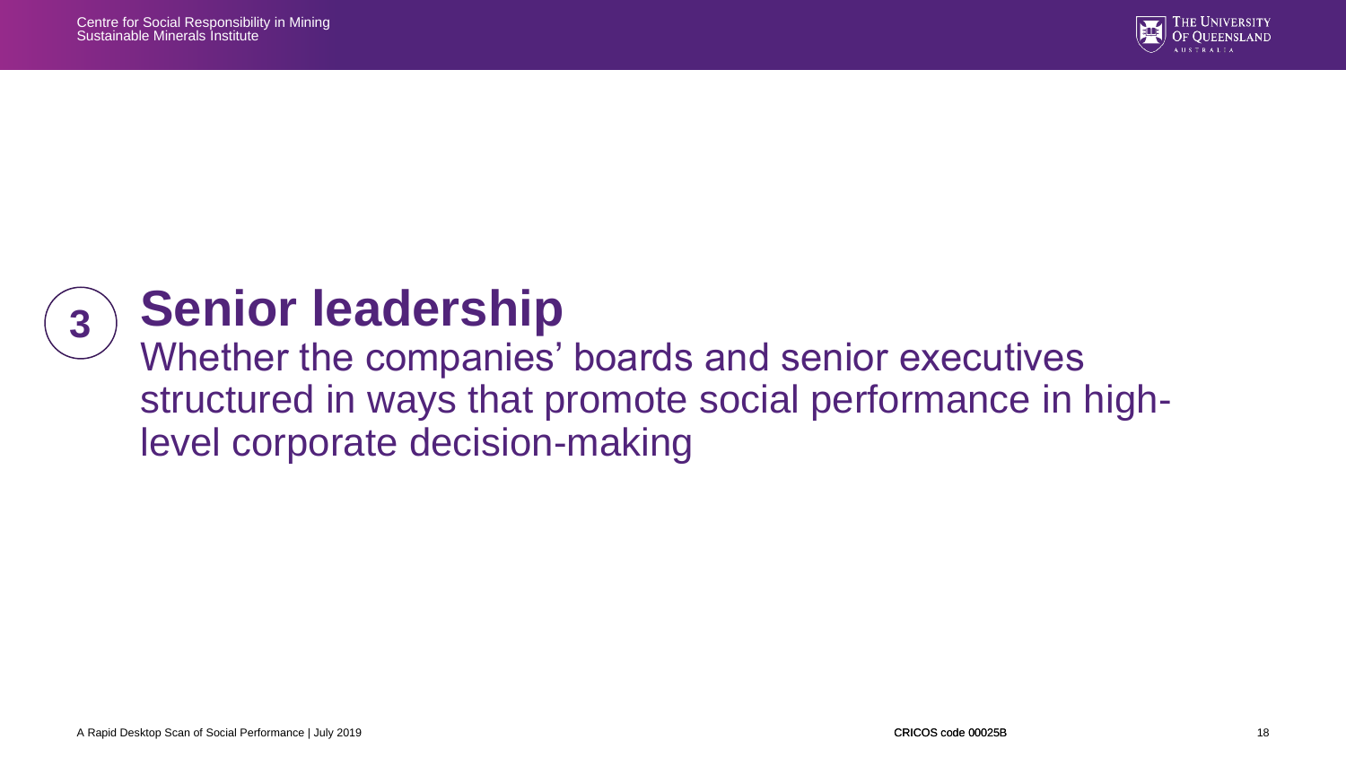# 3 Senior leadership

Whether the companies' boards and senior executives structured in ways that promote social performance in high-level corporate decision-making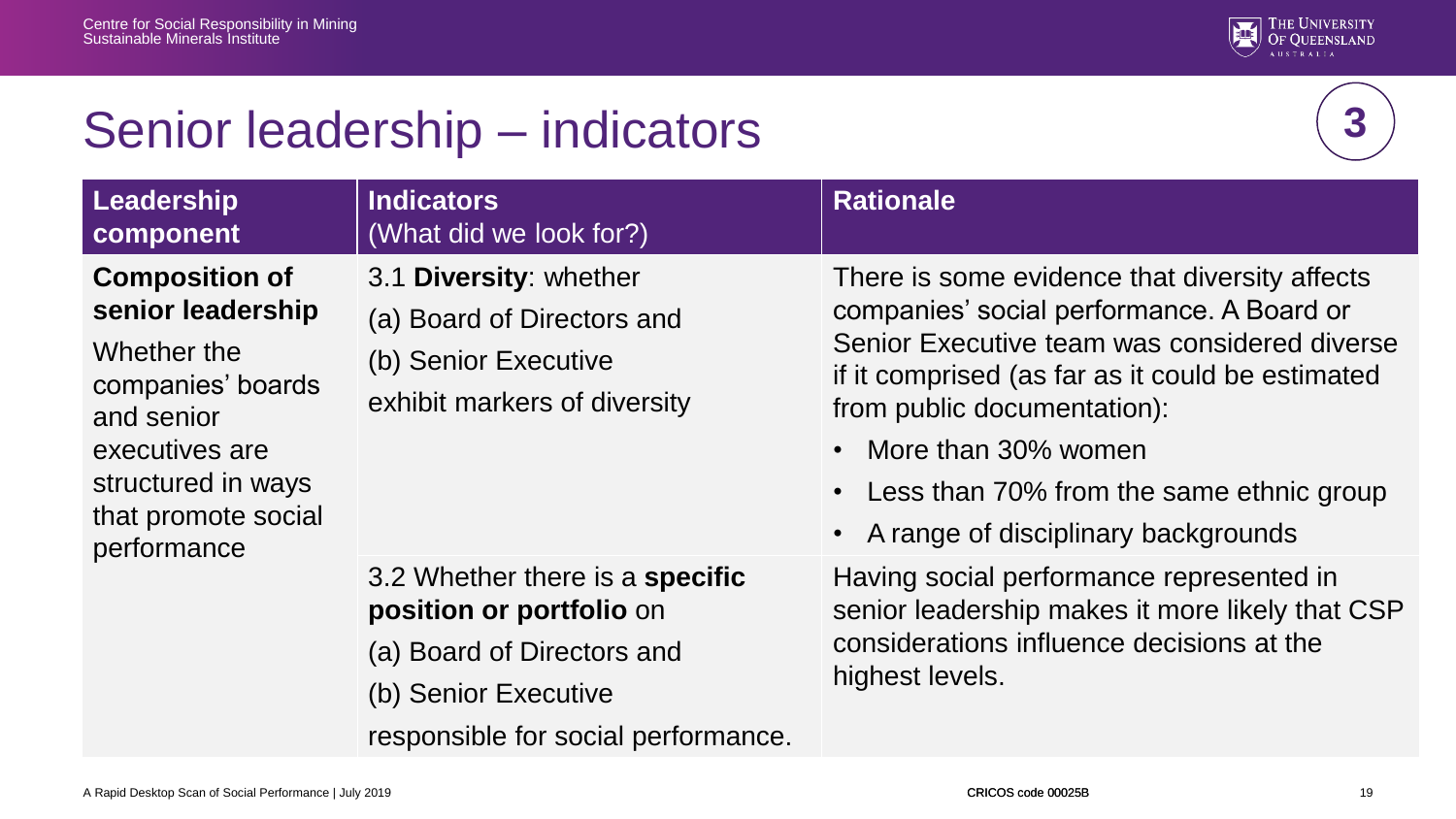# Senior leadership – indicators

3

| **Leadership component** | **Indicators** (What did we look for?) | **Rationale** |
| --- | --- | --- |
| **Composition of senior leadership** Whether the companies' boards and senior executives are structured in ways that promote social performance | 3.1 **Diversity**: whether (a) Board of Directors and (b) Senior Executive exhibit markers of diversity | There is some evidence that diversity affects companies' social performance. A Board or Senior Executive team was considered diverse if it comprised (as far as it could be estimated from public documentation): • More than 30% women • Less than 70% from the same ethnic group • A range of disciplinary backgrounds |
| | 3.2 Whether there is a **specific position or portfolio** on (a) Board of Directors and (b) Senior Executive responsible for social performance. | Having social performance represented in senior leadership makes it more likely that CSP considerations influence decisions at the highest levels. |

A Rapid Desktop Scan of Social Performance | July 2019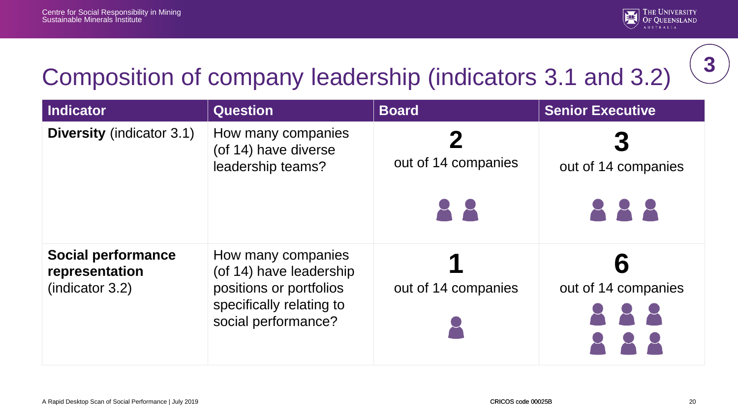# Composition of company leadership (indicators 3.1 and 3.2)

| Indicator | Question | Board | Senior Executive |
|---|---|---|---|
| **Diversity** (indicator 3.1) | How many companies (of 14) have diverse leadership teams? | **2** out of 14 companies | **3** out of 14 companies |
| **Social performance representation** (indicator 3.2) | How many companies (of 14) have leadership positions or portfolios specifically relating to social performance? | **1** out of 14 companies | **6** out of 14 companies |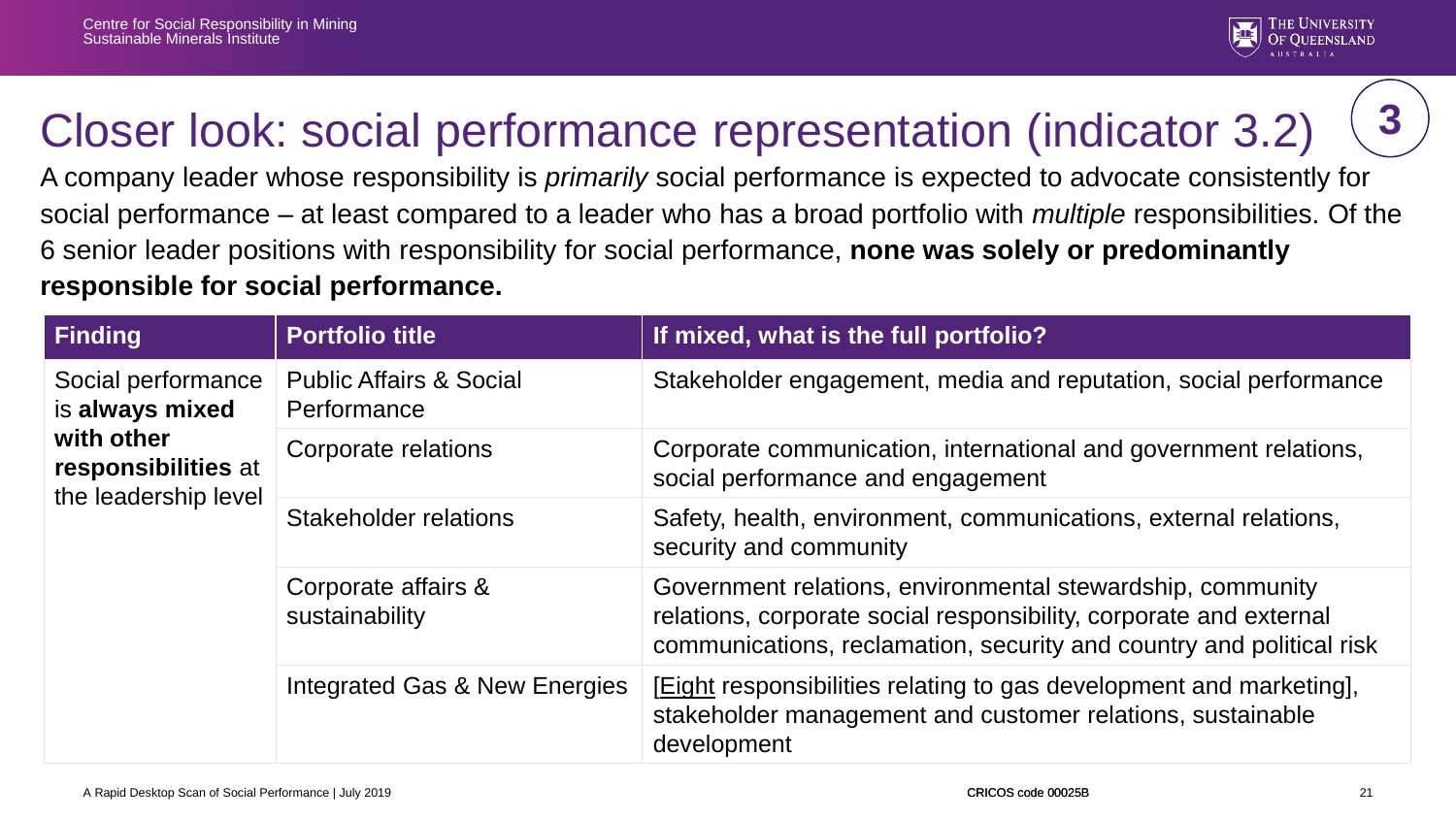# Closer look: social performance representation (indicator 3.2)

3

A company leader whose responsibility is *primarily* social performance is expected to advocate consistently for social performance – at least compared to a leader who has a broad portfolio with *multiple* responsibilities. Of the 6 senior leader positions with responsibility for social performance, **none was solely or predominantly responsible for social performance.**

| Finding | Portfolio title | If mixed, what is the full portfolio? |
| --- | --- | --- |
| Social performance is **always mixed with other responsibilities** at the leadership level | Public Affairs & Social Performance | Stakeholder engagement, media and reputation, social performance |
| | Corporate relations | Corporate communication, international and government relations, social performance and engagement |
| | Stakeholder relations | Safety, health, environment, communications, external relations, security and community |
| | Corporate affairs & sustainability | Government relations, environmental stewardship, community relations, corporate social responsibility, corporate and external communications, reclamation, security and country and political risk |
| | Integrated Gas & New Energies | [Eight responsibilities relating to gas development and marketing], stakeholder management and customer relations, sustainable development |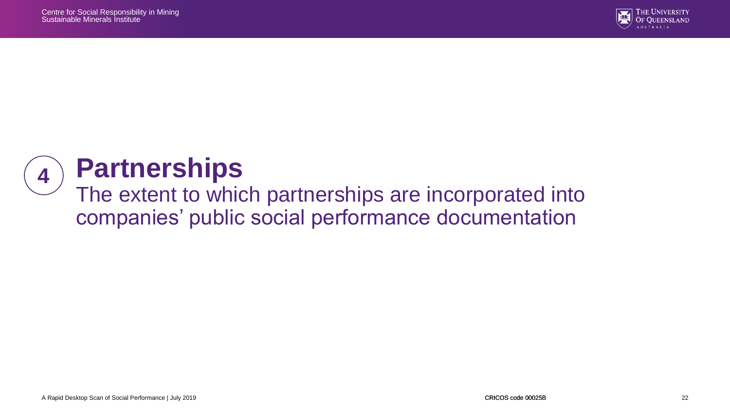# 4 Partnerships

The extent to which partnerships are incorporated into companies' public social performance documentation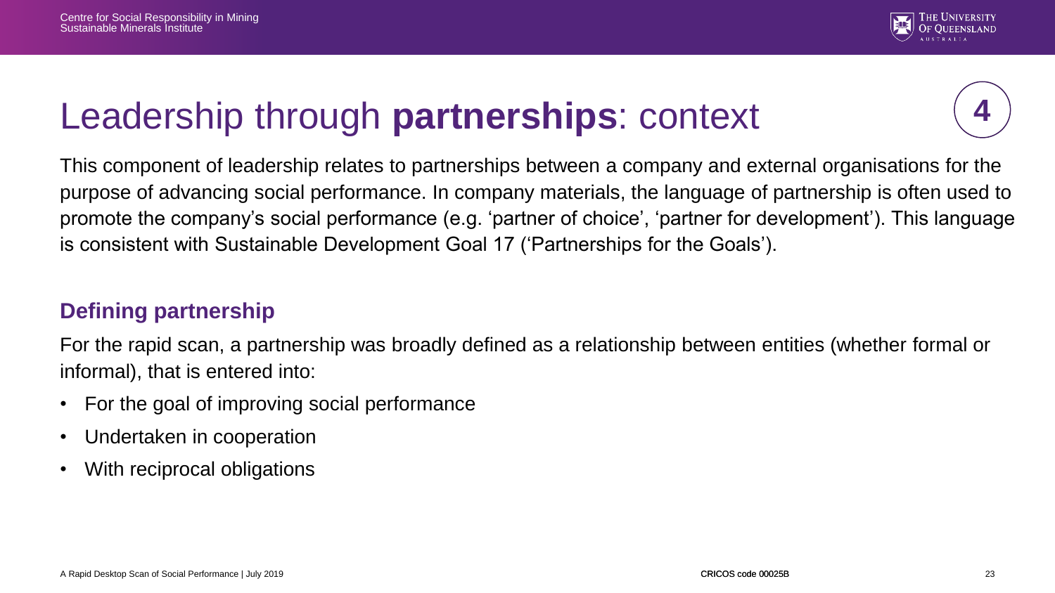# Leadership through **partnerships**: context

**4**

This component of leadership relates to partnerships between a company and external organisations for the purpose of advancing social performance. In company materials, the language of partnership is often used to promote the company's social performance (e.g. 'partner of choice', 'partner for development'). This language is consistent with Sustainable Development Goal 17 ('Partnerships for the Goals').

## Defining partnership

For the rapid scan, a partnership was broadly defined as a relationship between entities (whether formal or informal), that is entered into:

- For the goal of improving social performance
- Undertaken in cooperation
- With reciprocal obligations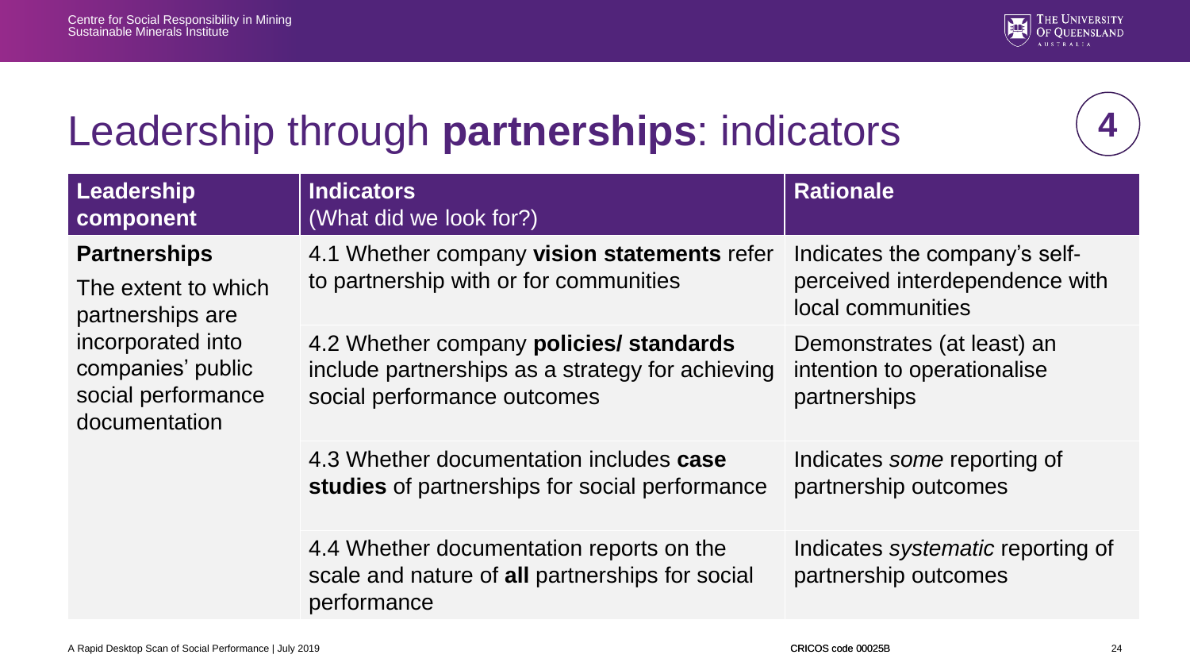# Leadership through **partnerships**: indicators

4

| Leadership component | Indicators (What did we look for?) | Rationale |
|---|---|---|
| **Partnerships** The extent to which partnerships are incorporated into companies' public social performance documentation | 4.1 Whether company **vision statements** refer to partnership with or for communities | Indicates the company's self-perceived interdependence with local communities |
| | 4.2 Whether company **policies/ standards** include partnerships as a strategy for achieving social performance outcomes | Demonstrates (at least) an intention to operationalise partnerships |
| | 4.3 Whether documentation includes **case studies** of partnerships for social performance | Indicates *some* reporting of partnership outcomes |
| | 4.4 Whether documentation reports on the scale and nature of **all** partnerships for social performance | Indicates *systematic* reporting of partnership outcomes |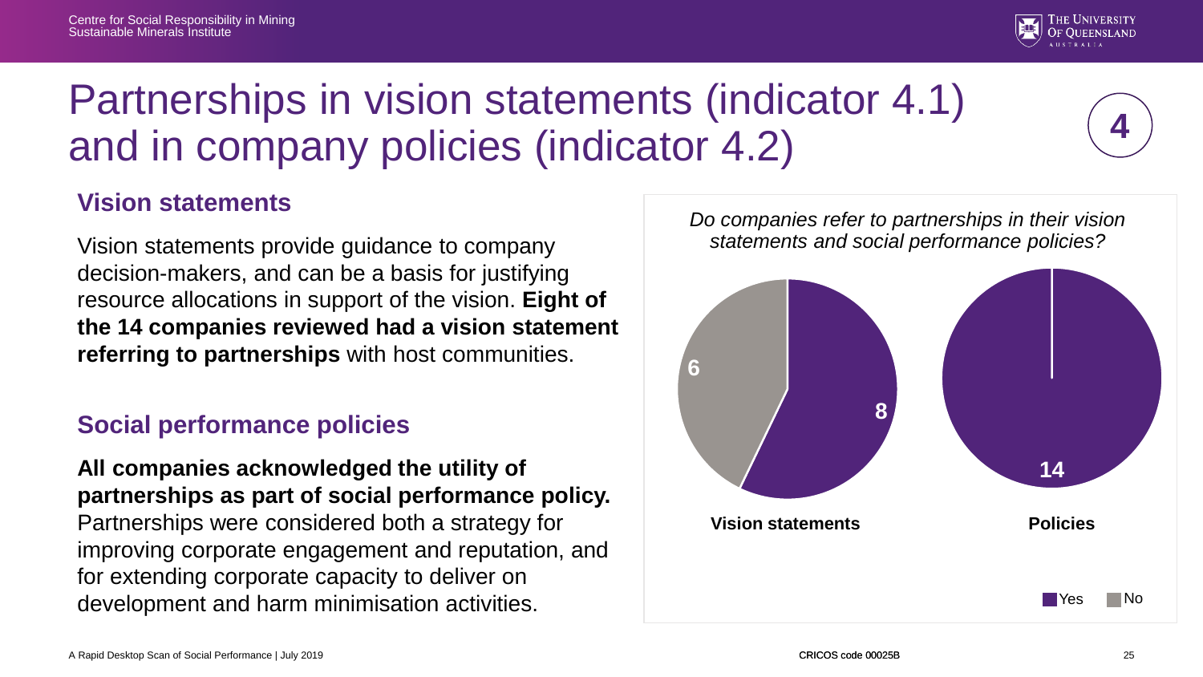# Partnerships in vision statements (indicator 4.1) and in company policies (indicator 4.2)

4

## Vision statements

Vision statements provide guidance to company decision-makers, and can be a basis for justifying resource allocations in support of the vision. **Eight of the 14 companies reviewed had a vision statement referring to partnerships** with host communities.

## Social performance policies

**All companies acknowledged the utility of partnerships as part of social performance policy.** Partnerships were considered both a strategy for improving corporate engagement and reputation, and for extending corporate capacity to deliver on development and harm minimisation activities.

*Do companies refer to partnerships in their vision statements and social performance policies?*

| | Yes | No |
|---|---|---|
| Vision statements | 8 | 6 |
| Policies | 14 | |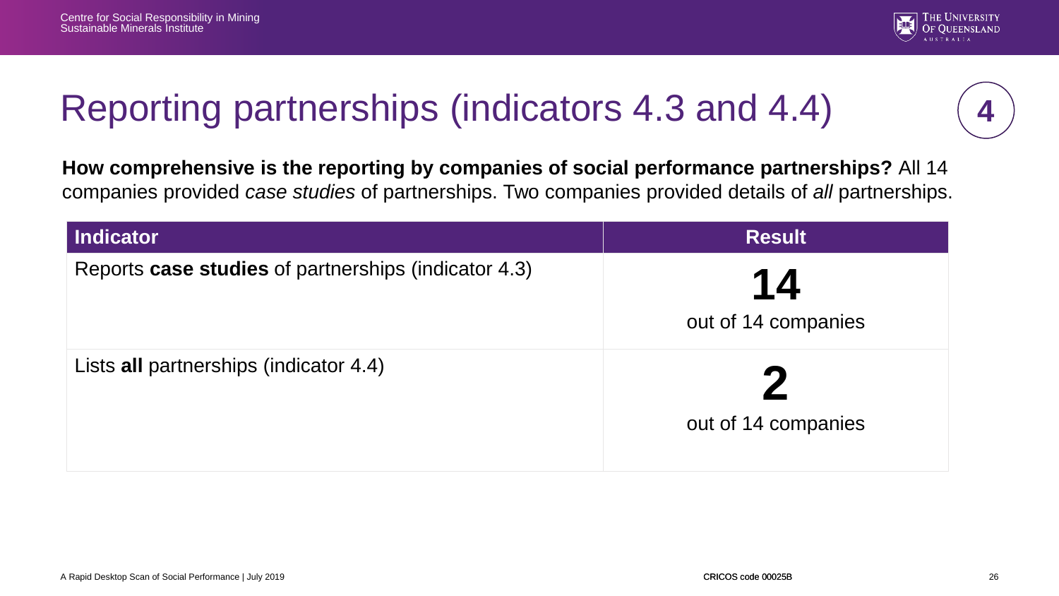# Reporting partnerships (indicators 4.3 and 4.4)

4

**How comprehensive is the reporting by companies of social performance partnerships?** All 14 companies provided *case studies* of partnerships. Two companies provided details of *all* partnerships.

| Indicator | Result |
|---|---|
| Reports **case studies** of partnerships (indicator 4.3) | **14** out of 14 companies |
| Lists **all** partnerships (indicator 4.4) | **2** out of 14 companies |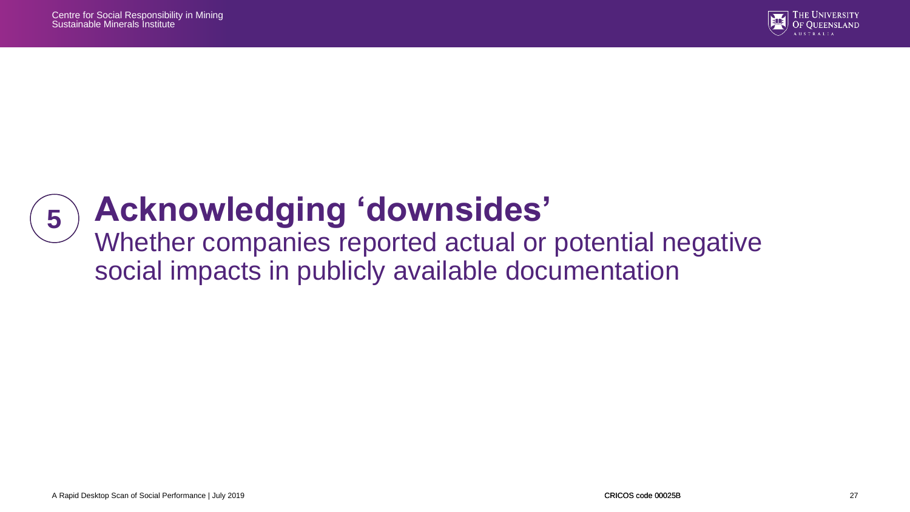## 5 Acknowledging 'downsides'

Whether companies reported actual or potential negative social impacts in publicly available documentation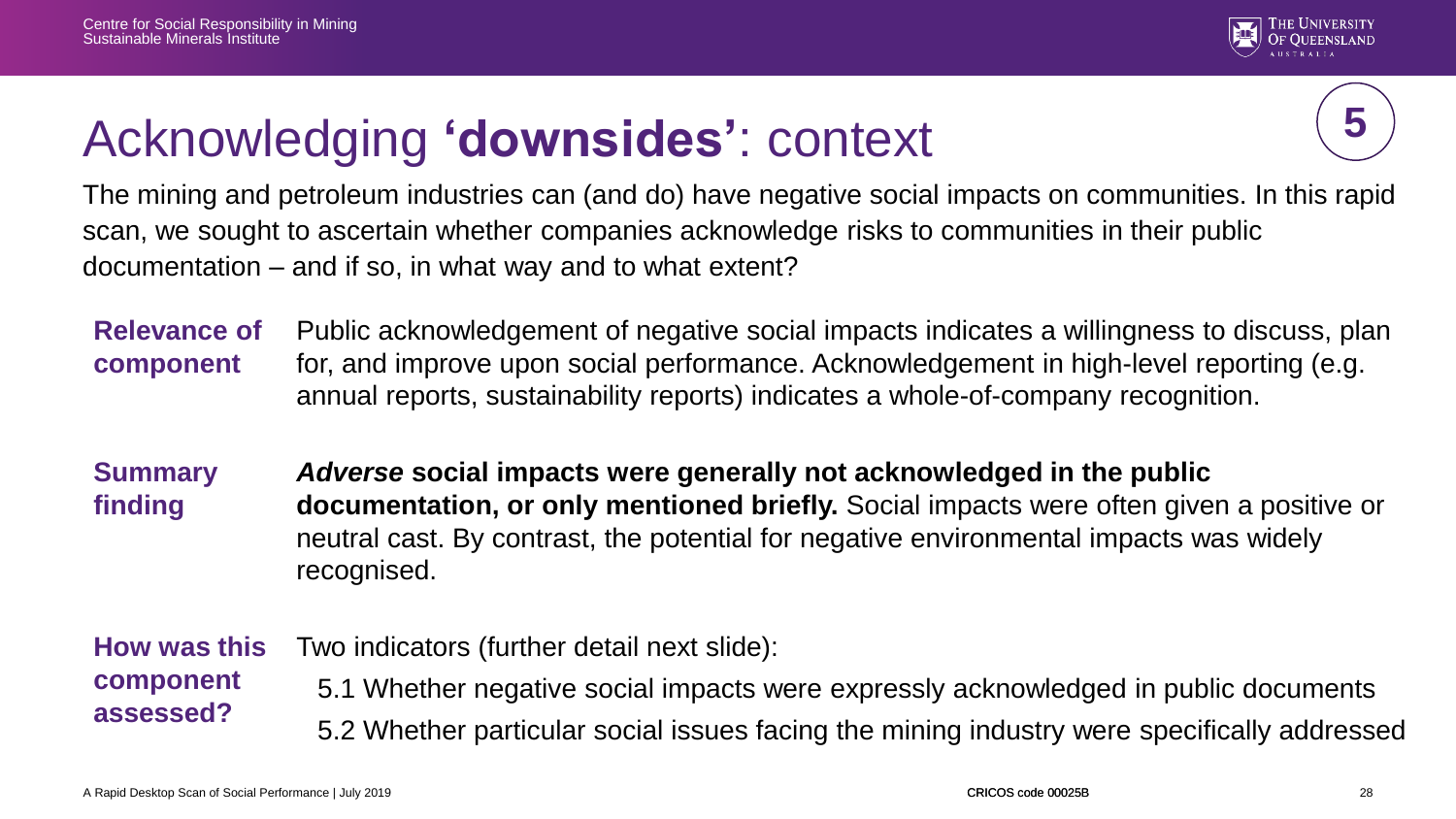# Acknowledging '**downsides**': context

5

The mining and petroleum industries can (and do) have negative social impacts on communities. In this rapid scan, we sought to ascertain whether companies acknowledge risks to communities in their public documentation – and if so, in what way and to what extent?

**Relevance of component**

Public acknowledgement of negative social impacts indicates a willingness to discuss, plan for, and improve upon social performance. Acknowledgement in high-level reporting (e.g. annual reports, sustainability reports) indicates a whole-of-company recognition.

**Summary finding**

***Adverse* social impacts were generally not acknowledged in the public documentation, or only mentioned briefly.** Social impacts were often given a positive or neutral cast. By contrast, the potential for negative environmental impacts was widely recognised.

**How was this component assessed?**

Two indicators (further detail next slide):

5.1 Whether negative social impacts were expressly acknowledged in public documents

5.2 Whether particular social issues facing the mining industry were specifically addressed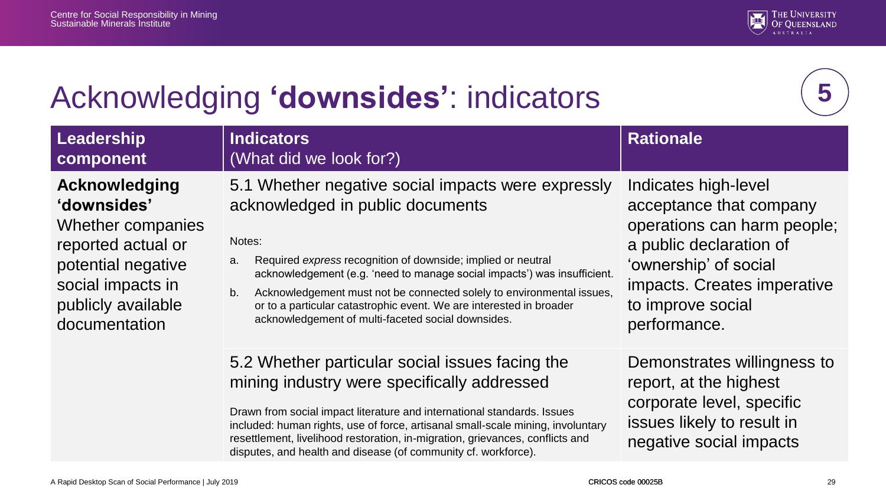# Acknowledging **'downsides'**: indicators

5

| **Leadership component** | **Indicators** (What did we look for?) | **Rationale** |
|---|---|---|
| **Acknowledging 'downsides'** Whether companies reported actual or potential negative social impacts in publicly available documentation | 5.1 Whether negative social impacts were expressly acknowledged in public documents<br><br>Notes:<br>a. Required *express* recognition of downside; implied or neutral acknowledgement (e.g. 'need to manage social impacts') was insufficient.<br>b. Acknowledgement must not be connected solely to environmental issues, or to a particular catastrophic event. We are interested in broader acknowledgement of multi-faceted social downsides. | Indicates high-level acceptance that company operations can harm people; a public declaration of 'ownership' of social impacts. Creates imperative to improve social performance. |
| | 5.2 Whether particular social issues facing the mining industry were specifically addressed<br><br>Drawn from social impact literature and international standards. Issues included: human rights, use of force, artisanal small-scale mining, involuntary resettlement, livelihood restoration, in-migration, grievances, conflicts and disputes, and health and disease (of community cf. workforce). | Demonstrates willingness to report, at the highest corporate level, specific issues likely to result in negative social impacts |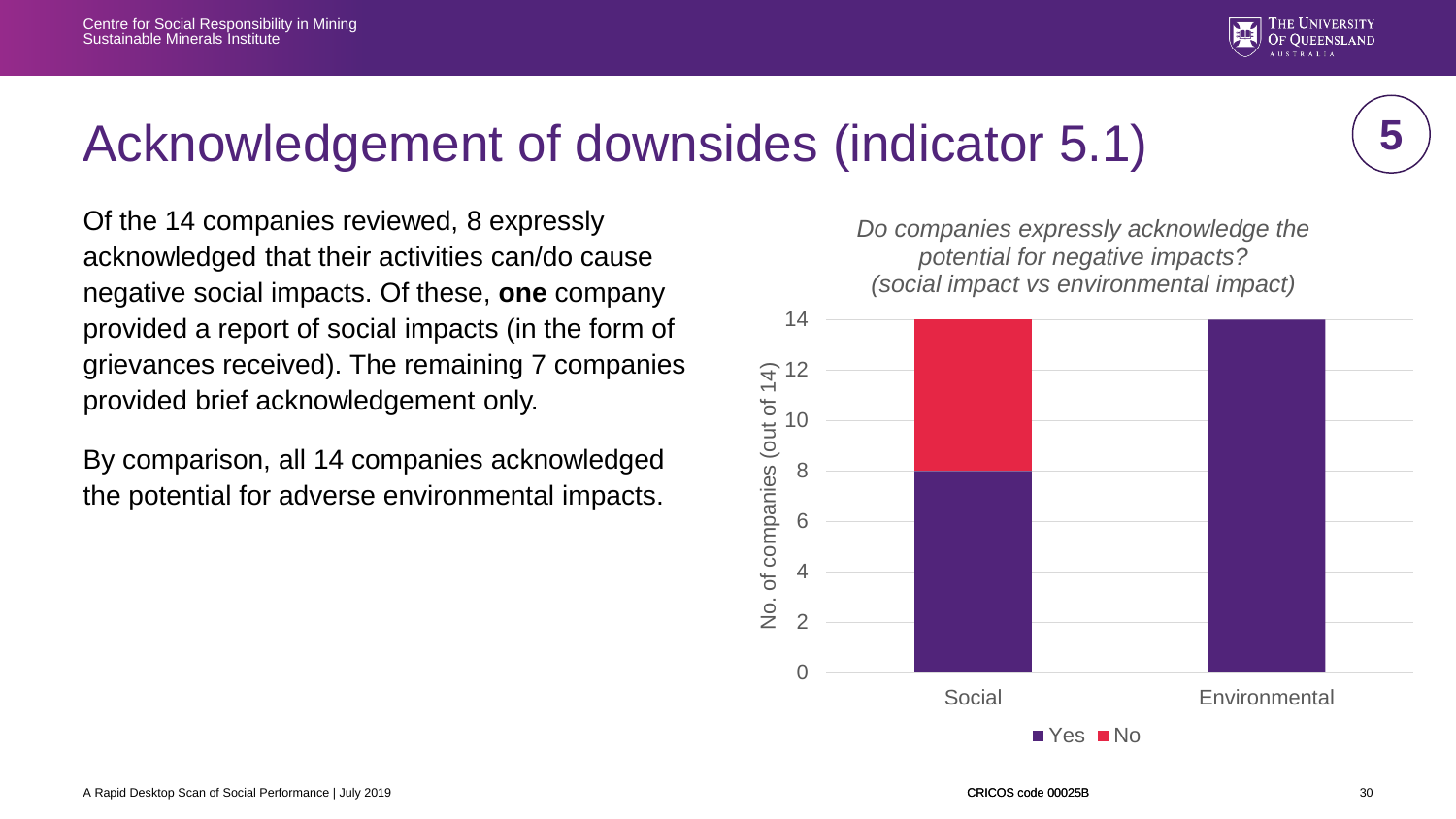# Acknowledgement of downsides (indicator 5.1)

Of the 14 companies reviewed, 8 expressly acknowledged that their activities can/do cause negative social impacts. Of these, **one** company provided a report of social impacts (in the form of grievances received). The remaining 7 companies provided brief acknowledgement only.

By comparison, all 14 companies acknowledged the potential for adverse environmental impacts.

*Do companies expressly acknowledge the potential for negative impacts? (social impact vs environmental impact)*

| No. of companies (out of 14) | Yes | No |
|---|---|---|
| Social | 8 | 6 |
| Environmental | 14 | 0 |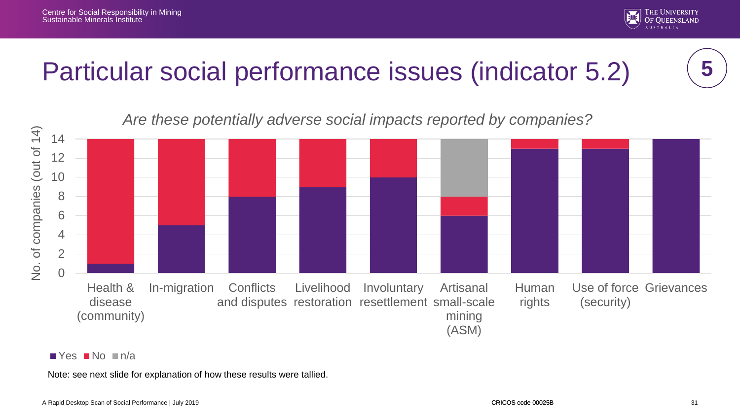# Particular social performance issues (indicator 5.2)

5

*Are these potentially adverse social impacts reported by companies?*

| Issue | Yes | No | n/a |
|---|---|---|---|
| Health & disease (community) | 1 | 13 | 0 |
| In-migration | 5 | 9 | 0 |
| Conflicts and disputes | 8 | 6 | 0 |
| Livelihood restoration | 9 | 5 | 0 |
| Involuntary resettlement | 10 | 4 | 0 |
| Artisanal small-scale mining (ASM) | 6 | 2 | 6 |
| Human rights | 13 | 1 | 0 |
| Use of force (security) | 13 | 1 | 0 |
| Grievances | 14 | 0 | 0 |

No. of companies (out of 14)

■ Yes ■ No ■ n/a

Note: see next slide for explanation of how these results were tallied.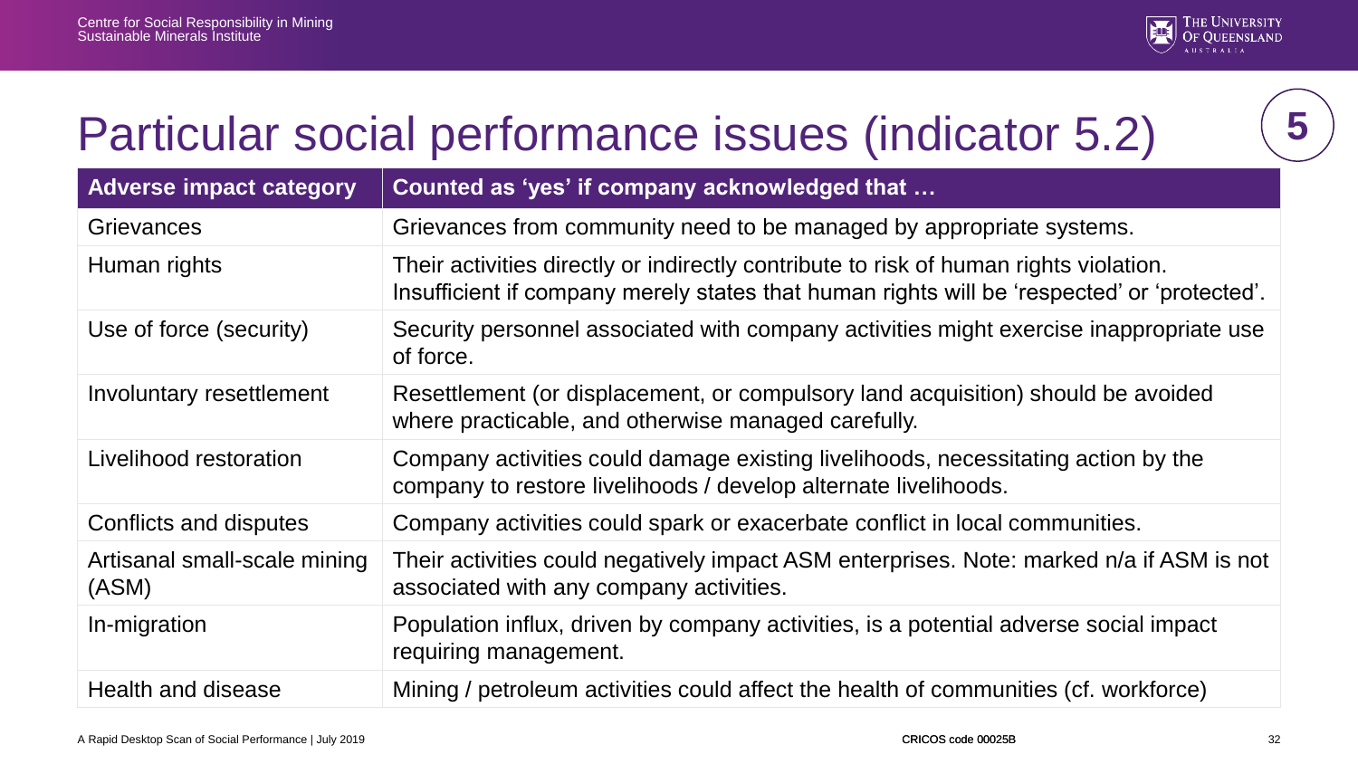# Particular social performance issues (indicator 5.2)

5

| Adverse impact category | Counted as 'yes' if company acknowledged that … |
|---|---|
| Grievances | Grievances from community need to be managed by appropriate systems. |
| Human rights | Their activities directly or indirectly contribute to risk of human rights violation. Insufficient if company merely states that human rights will be 'respected' or 'protected'. |
| Use of force (security) | Security personnel associated with company activities might exercise inappropriate use of force. |
| Involuntary resettlement | Resettlement (or displacement, or compulsory land acquisition) should be avoided where practicable, and otherwise managed carefully. |
| Livelihood restoration | Company activities could damage existing livelihoods, necessitating action by the company to restore livelihoods / develop alternate livelihoods. |
| Conflicts and disputes | Company activities could spark or exacerbate conflict in local communities. |
| Artisanal small-scale mining (ASM) | Their activities could negatively impact ASM enterprises. Note: marked n/a if ASM is not associated with any company activities. |
| In-migration | Population influx, driven by company activities, is a potential adverse social impact requiring management. |
| Health and disease | Mining / petroleum activities could affect the health of communities (cf. workforce) |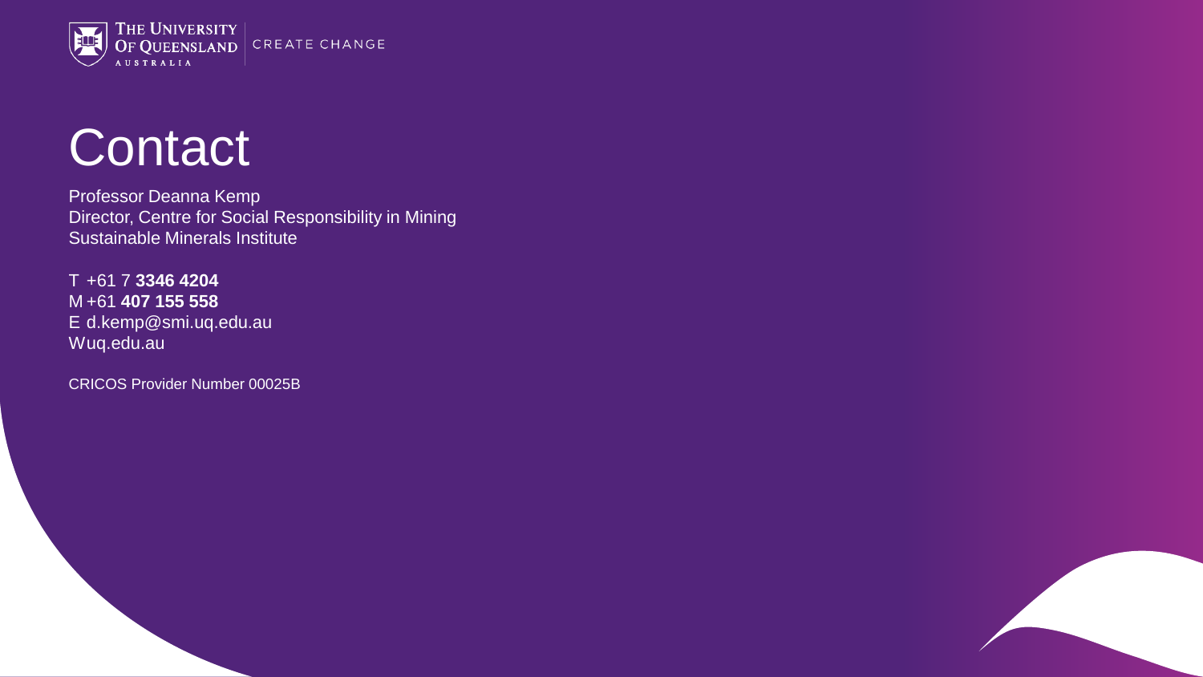# Contact

Professor Deanna Kemp
Director, Centre for Social Responsibility in Mining
Sustainable Minerals Institute

T +61 7 **3346 4204**
M +61 **407 155 558**
E d.kemp@smi.uq.edu.au
W uq.edu.au

CRICOS Provider Number 00025B